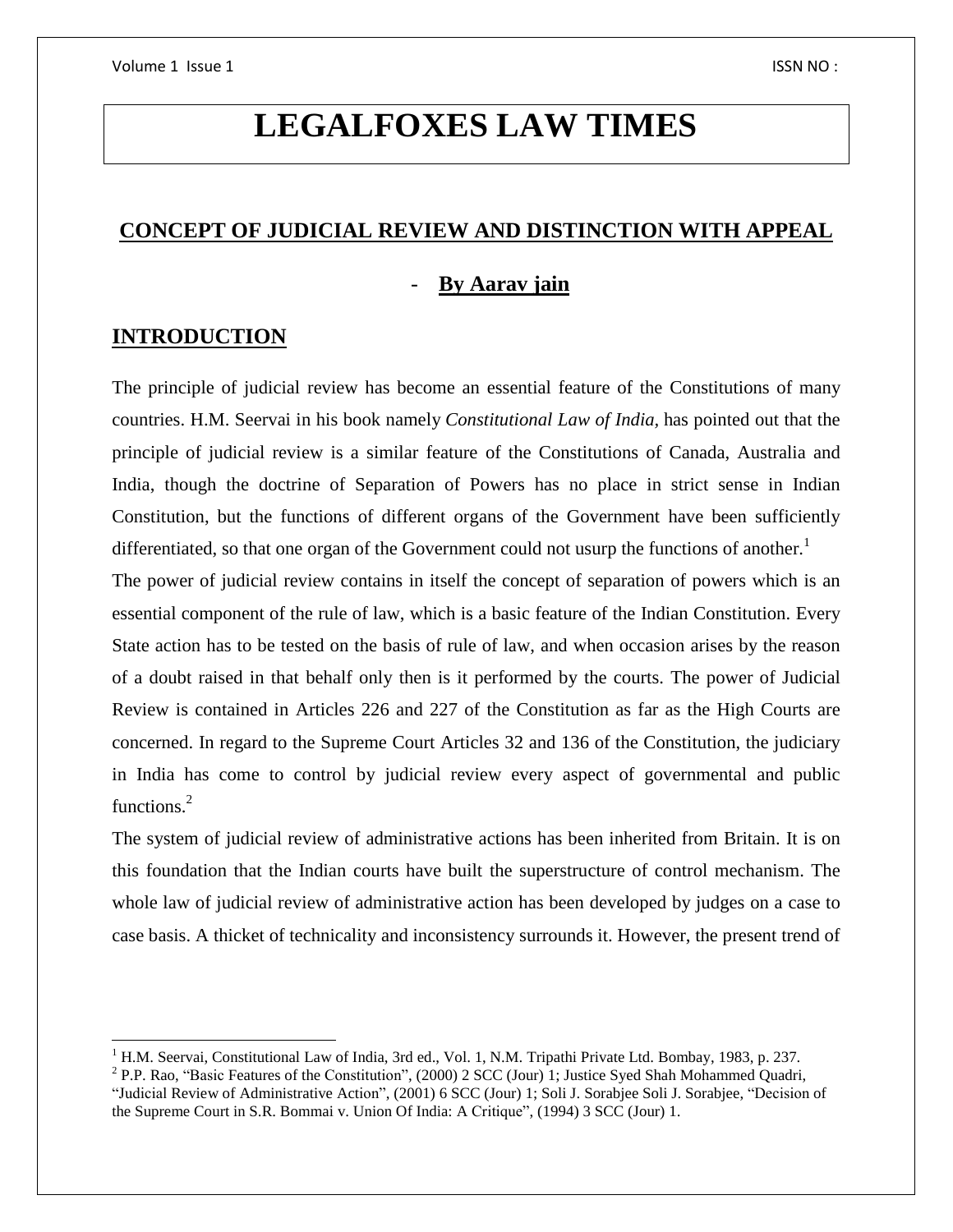# LEGALFOXES LAW TIMES

## CONCEPT OF JUDICIAL REVIEW AND DISTINCTION WITH APPEAL

- **By Aarav jain**

## INTRODUCTION

The principle of judicial review has become an essential feature of the Constitutions of many countries. H.M. Seervai in his book namely *Constitutional Law of India*, has pointed out that the principle of judicial review is a similar feature of the Constitutions of Canada, Australia and India, though the doctrine of Separation of Powers has no place in strict sense in Indian Constitution, but the functions of different organs of the Government have been sufficiently differentiated, so that one organ of the Government could not usurp the functions of another.[1]

The power of judicial review contains in itself the concept of separation of powers which is an essential component of the rule of law, which is a basic feature of the Indian Constitution. Every State action has to be tested on the basis of rule of law, and when occasion arises by the reason of a doubt raised in that behalf only then is it performed by the courts. The power of Judicial Review is contained in Articles 226 and 227 of the Constitution as far as the High Courts are concerned. In regard to the Supreme Court Articles 32 and 136 of the Constitution, the judiciary in India has come to control by judicial review every aspect of governmental and public functions.[2]

The system of judicial review of administrative actions has been inherited from Britain. It is on this foundation that the Indian courts have built the superstructure of control mechanism. The whole law of judicial review of administrative action has been developed by judges on a case to case basis. A thicket of technicality and inconsistency surrounds it. However, the present trend of

---

[1] H.M. Seervai, Constitutional Law of India, 3rd ed., Vol. 1, N.M. Tripathi Private Ltd. Bombay, 1983, p. 237.

[2] P.P. Rao, "Basic Features of the Constitution", (2000) 2 SCC (Jour) 1; Justice Syed Shah Mohammed Quadri, "Judicial Review of Administrative Action", (2001) 6 SCC (Jour) 1; Soli J. Sorabjee Soli J. Sorabjee, "Decision of the Supreme Court in S.R. Bommai v. Union Of India: A Critique", (1994) 3 SCC (Jour) 1.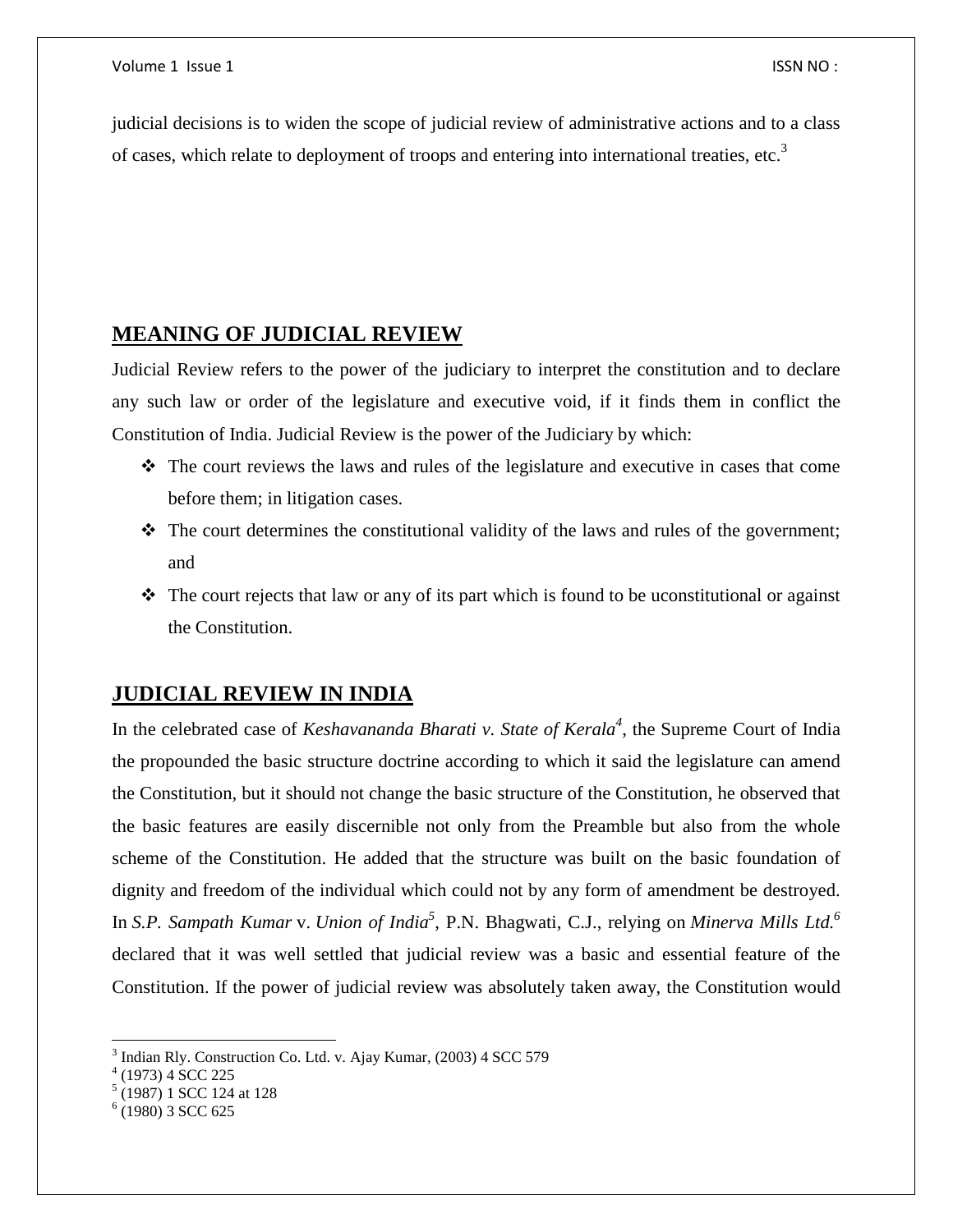judicial decisions is to widen the scope of judicial review of administrative actions and to a class of cases, which relate to deployment of troops and entering into international treaties, etc.[3]

## MEANING OF JUDICIAL REVIEW

Judicial Review refers to the power of the judiciary to interpret the constitution and to declare any such law or order of the legislature and executive void, if it finds them in conflict the Constitution of India. Judicial Review is the power of the Judiciary by which:

- The court reviews the laws and rules of the legislature and executive in cases that come before them; in litigation cases.
- The court determines the constitutional validity of the laws and rules of the government; and
- The court rejects that law or any of its part which is found to be uconstitutional or against the Constitution.

## JUDICIAL REVIEW IN INDIA

In the celebrated case of *Keshavananda Bharati v. State of Kerala*[4], the Supreme Court of India the propounded the basic structure doctrine according to which it said the legislature can amend the Constitution, but it should not change the basic structure of the Constitution, he observed that the basic features are easily discernible not only from the Preamble but also from the whole scheme of the Constitution. He added that the structure was built on the basic foundation of dignity and freedom of the individual which could not by any form of amendment be destroyed. In *S.P. Sampath Kumar* v. *Union of India*[5], P.N. Bhagwati, C.J., relying on *Minerva Mills Ltd.*[6] declared that it was well settled that judicial review was a basic and essential feature of the Constitution. If the power of judicial review was absolutely taken away, the Constitution would

---

[3] Indian Rly. Construction Co. Ltd. v. Ajay Kumar, (2003) 4 SCC 579

[4] (1973) 4 SCC 225

[5] (1987) 1 SCC 124 at 128

[6] (1980) 3 SCC 625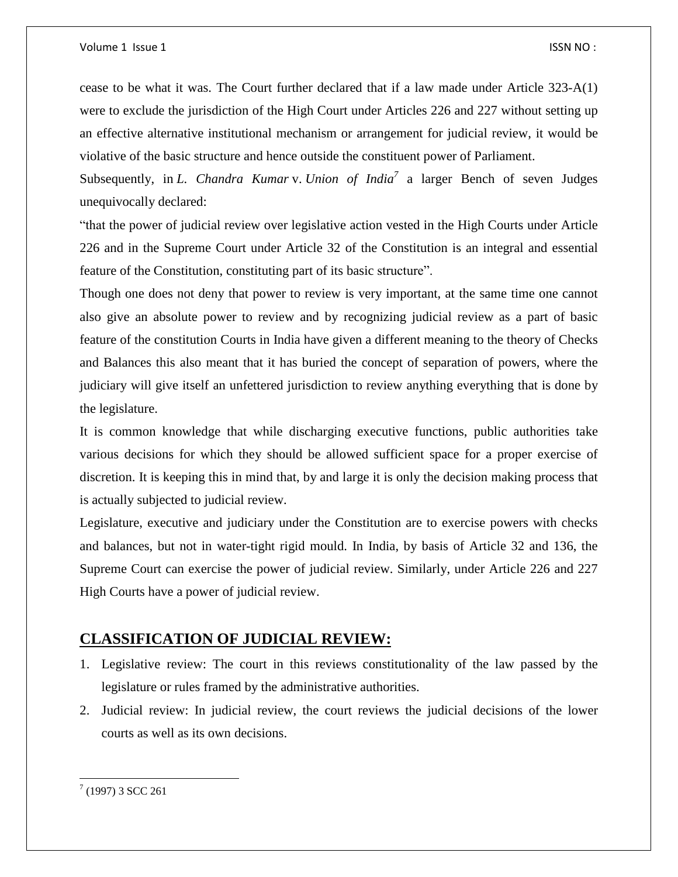cease to be what it was. The Court further declared that if a law made under Article 323-A(1) were to exclude the jurisdiction of the High Court under Articles 226 and 227 without setting up an effective alternative institutional mechanism or arrangement for judicial review, it would be violative of the basic structure and hence outside the constituent power of Parliament.

Subsequently, in *L. Chandra Kumar* v. *Union of India*[7] a larger Bench of seven Judges unequivocally declared:

"that the power of judicial review over legislative action vested in the High Courts under Article 226 and in the Supreme Court under Article 32 of the Constitution is an integral and essential feature of the Constitution, constituting part of its basic structure".

Though one does not deny that power to review is very important, at the same time one cannot also give an absolute power to review and by recognizing judicial review as a part of basic feature of the constitution Courts in India have given a different meaning to the theory of Checks and Balances this also meant that it has buried the concept of separation of powers, where the judiciary will give itself an unfettered jurisdiction to review anything everything that is done by the legislature.

It is common knowledge that while discharging executive functions, public authorities take various decisions for which they should be allowed sufficient space for a proper exercise of discretion. It is keeping this in mind that, by and large it is only the decision making process that is actually subjected to judicial review.

Legislature, executive and judiciary under the Constitution are to exercise powers with checks and balances, but not in water-tight rigid mould. In India, by basis of Article 32 and 136, the Supreme Court can exercise the power of judicial review. Similarly, under Article 226 and 227 High Courts have a power of judicial review.

## CLASSIFICATION OF JUDICIAL REVIEW:

1. Legislative review: The court in this reviews constitutionality of the law passed by the legislature or rules framed by the administrative authorities.
2. Judicial review: In judicial review, the court reviews the judicial decisions of the lower courts as well as its own decisions.

---

[7] (1997) 3 SCC 261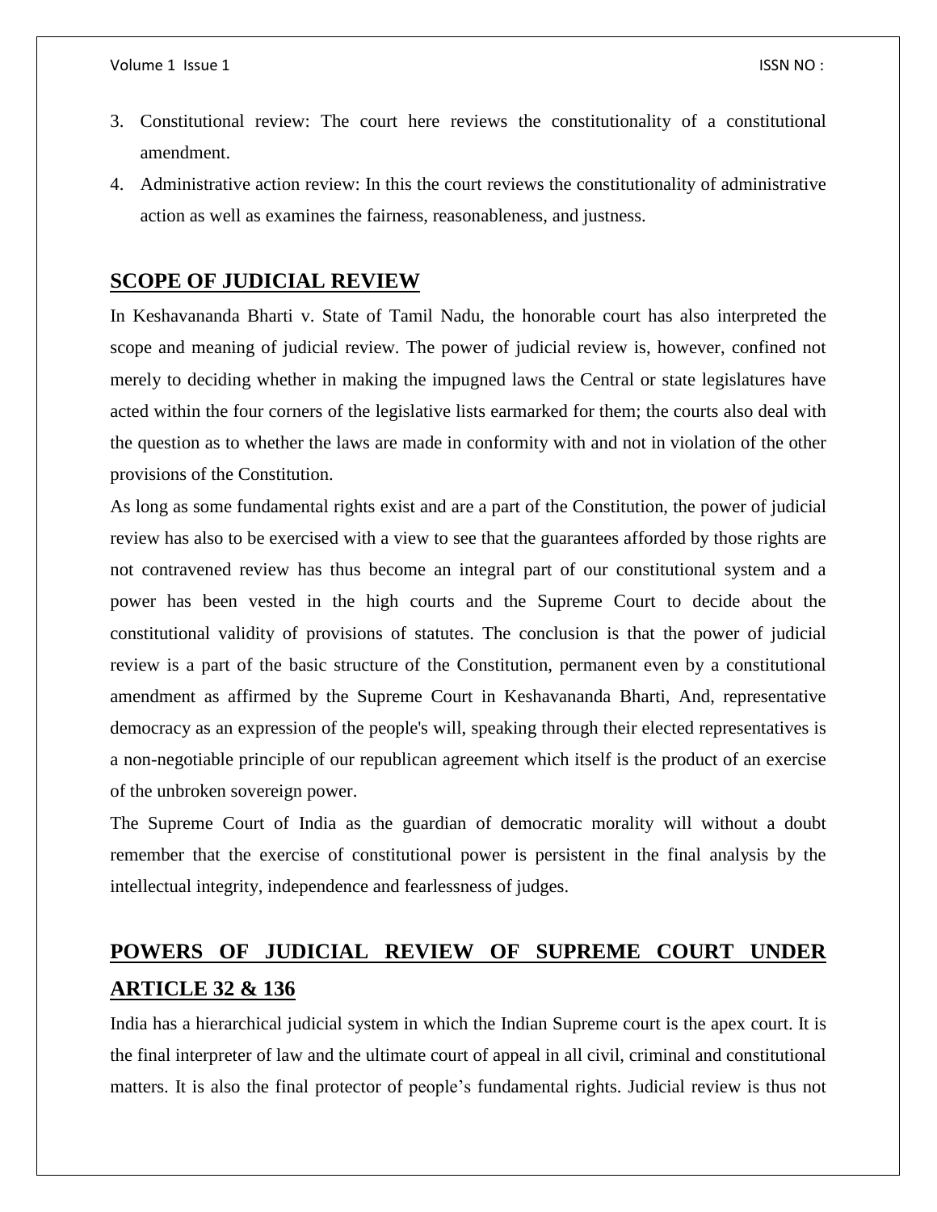3. Constitutional review: The court here reviews the constitutionality of a constitutional amendment.
4. Administrative action review: In this the court reviews the constitutionality of administrative action as well as examines the fairness, reasonableness, and justness.

## SCOPE OF JUDICIAL REVIEW

In Keshavananda Bharti v. State of Tamil Nadu, the honorable court has also interpreted the scope and meaning of judicial review. The power of judicial review is, however, confined not merely to deciding whether in making the impugned laws the Central or state legislatures have acted within the four corners of the legislative lists earmarked for them; the courts also deal with the question as to whether the laws are made in conformity with and not in violation of the other provisions of the Constitution.

As long as some fundamental rights exist and are a part of the Constitution, the power of judicial review has also to be exercised with a view to see that the guarantees afforded by those rights are not contravened review has thus become an integral part of our constitutional system and a power has been vested in the high courts and the Supreme Court to decide about the constitutional validity of provisions of statutes. The conclusion is that the power of judicial review is a part of the basic structure of the Constitution, permanent even by a constitutional amendment as affirmed by the Supreme Court in Keshavananda Bharti, And, representative democracy as an expression of the people's will, speaking through their elected representatives is a non-negotiable principle of our republican agreement which itself is the product of an exercise of the unbroken sovereign power.

The Supreme Court of India as the guardian of democratic morality will without a doubt remember that the exercise of constitutional power is persistent in the final analysis by the intellectual integrity, independence and fearlessness of judges.

## POWERS OF JUDICIAL REVIEW OF SUPREME COURT UNDER ARTICLE 32 & 136

India has a hierarchical judicial system in which the Indian Supreme court is the apex court. It is the final interpreter of law and the ultimate court of appeal in all civil, criminal and constitutional matters. It is also the final protector of people's fundamental rights. Judicial review is thus not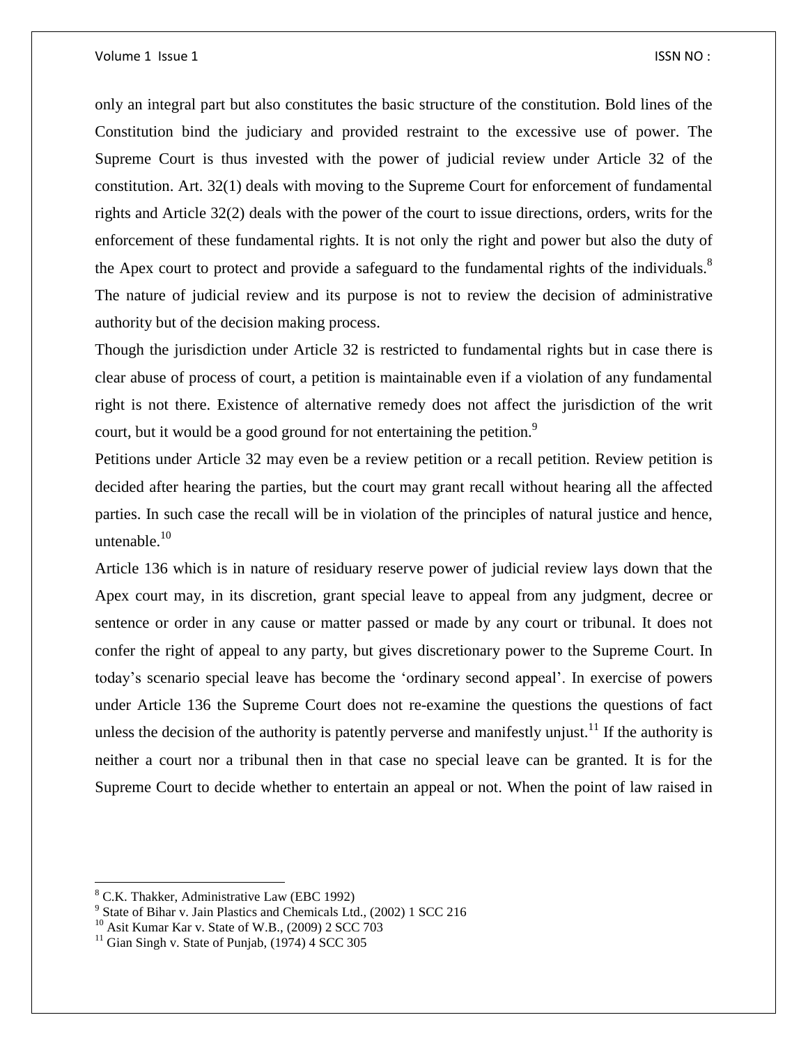only an integral part but also constitutes the basic structure of the constitution. Bold lines of the Constitution bind the judiciary and provided restraint to the excessive use of power. The Supreme Court is thus invested with the power of judicial review under Article 32 of the constitution. Art. 32(1) deals with moving to the Supreme Court for enforcement of fundamental rights and Article 32(2) deals with the power of the court to issue directions, orders, writs for the enforcement of these fundamental rights. It is not only the right and power but also the duty of the Apex court to protect and provide a safeguard to the fundamental rights of the individuals.[8] The nature of judicial review and its purpose is not to review the decision of administrative authority but of the decision making process.

Though the jurisdiction under Article 32 is restricted to fundamental rights but in case there is clear abuse of process of court, a petition is maintainable even if a violation of any fundamental right is not there. Existence of alternative remedy does not affect the jurisdiction of the writ court, but it would be a good ground for not entertaining the petition.[9]

Petitions under Article 32 may even be a review petition or a recall petition. Review petition is decided after hearing the parties, but the court may grant recall without hearing all the affected parties. In such case the recall will be in violation of the principles of natural justice and hence, untenable.[10]

Article 136 which is in nature of residuary reserve power of judicial review lays down that the Apex court may, in its discretion, grant special leave to appeal from any judgment, decree or sentence or order in any cause or matter passed or made by any court or tribunal. It does not confer the right of appeal to any party, but gives discretionary power to the Supreme Court. In today's scenario special leave has become the 'ordinary second appeal'. In exercise of powers under Article 136 the Supreme Court does not re-examine the questions the questions of fact unless the decision of the authority is patently perverse and manifestly unjust.[11] If the authority is neither a court nor a tribunal then in that case no special leave can be granted. It is for the Supreme Court to decide whether to entertain an appeal or not. When the point of law raised in

---

[8] C.K. Thakker, Administrative Law (EBC 1992)

[9] State of Bihar v. Jain Plastics and Chemicals Ltd., (2002) 1 SCC 216

[10] Asit Kumar Kar v. State of W.B., (2009) 2 SCC 703

[11] Gian Singh v. State of Punjab, (1974) 4 SCC 305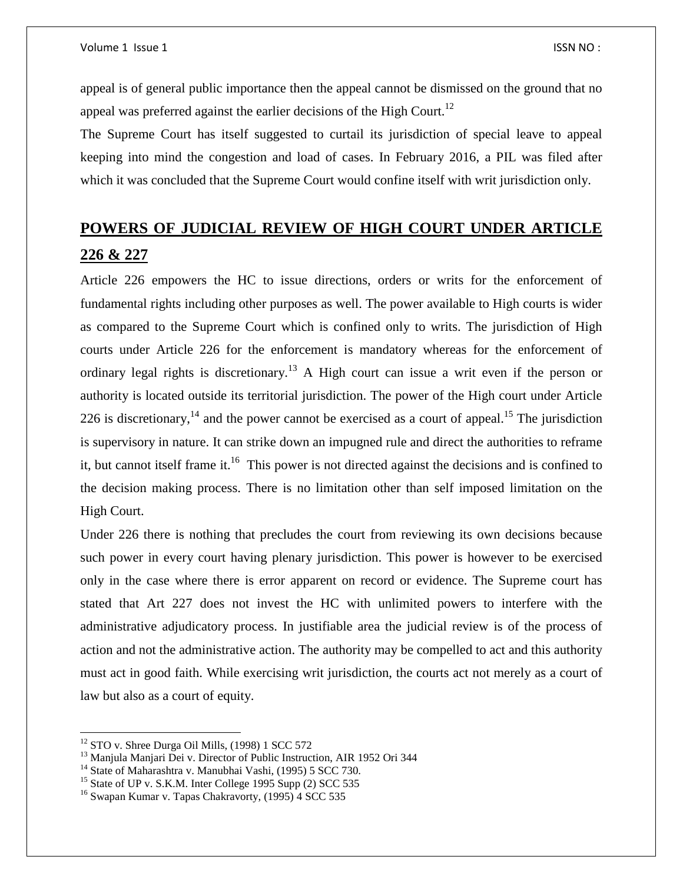appeal is of general public importance then the appeal cannot be dismissed on the ground that no appeal was preferred against the earlier decisions of the High Court.[12]

The Supreme Court has itself suggested to curtail its jurisdiction of special leave to appeal keeping into mind the congestion and load of cases. In February 2016, a PIL was filed after which it was concluded that the Supreme Court would confine itself with writ jurisdiction only.

## POWERS OF JUDICIAL REVIEW OF HIGH COURT UNDER ARTICLE 226 & 227

Article 226 empowers the HC to issue directions, orders or writs for the enforcement of fundamental rights including other purposes as well. The power available to High courts is wider as compared to the Supreme Court which is confined only to writs. The jurisdiction of High courts under Article 226 for the enforcement is mandatory whereas for the enforcement of ordinary legal rights is discretionary.[13] A High court can issue a writ even if the person or authority is located outside its territorial jurisdiction. The power of the High court under Article 226 is discretionary,[14] and the power cannot be exercised as a court of appeal.[15] The jurisdiction is supervisory in nature. It can strike down an impugned rule and direct the authorities to reframe it, but cannot itself frame it.[16] This power is not directed against the decisions and is confined to the decision making process. There is no limitation other than self imposed limitation on the High Court.

Under 226 there is nothing that precludes the court from reviewing its own decisions because such power in every court having plenary jurisdiction. This power is however to be exercised only in the case where there is error apparent on record or evidence. The Supreme court has stated that Art 227 does not invest the HC with unlimited powers to interfere with the administrative adjudicatory process. In justifiable area the judicial review is of the process of action and not the administrative action. The authority may be compelled to act and this authority must act in good faith. While exercising writ jurisdiction, the courts act not merely as a court of law but also as a court of equity.

---

[12] STO v. Shree Durga Oil Mills, (1998) 1 SCC 572

[13] Manjula Manjari Dei v. Director of Public Instruction, AIR 1952 Ori 344

[14] State of Maharashtra v. Manubhai Vashi, (1995) 5 SCC 730.

[15] State of UP v. S.K.M. Inter College 1995 Supp (2) SCC 535

[16] Swapan Kumar v. Tapas Chakravorty, (1995) 4 SCC 535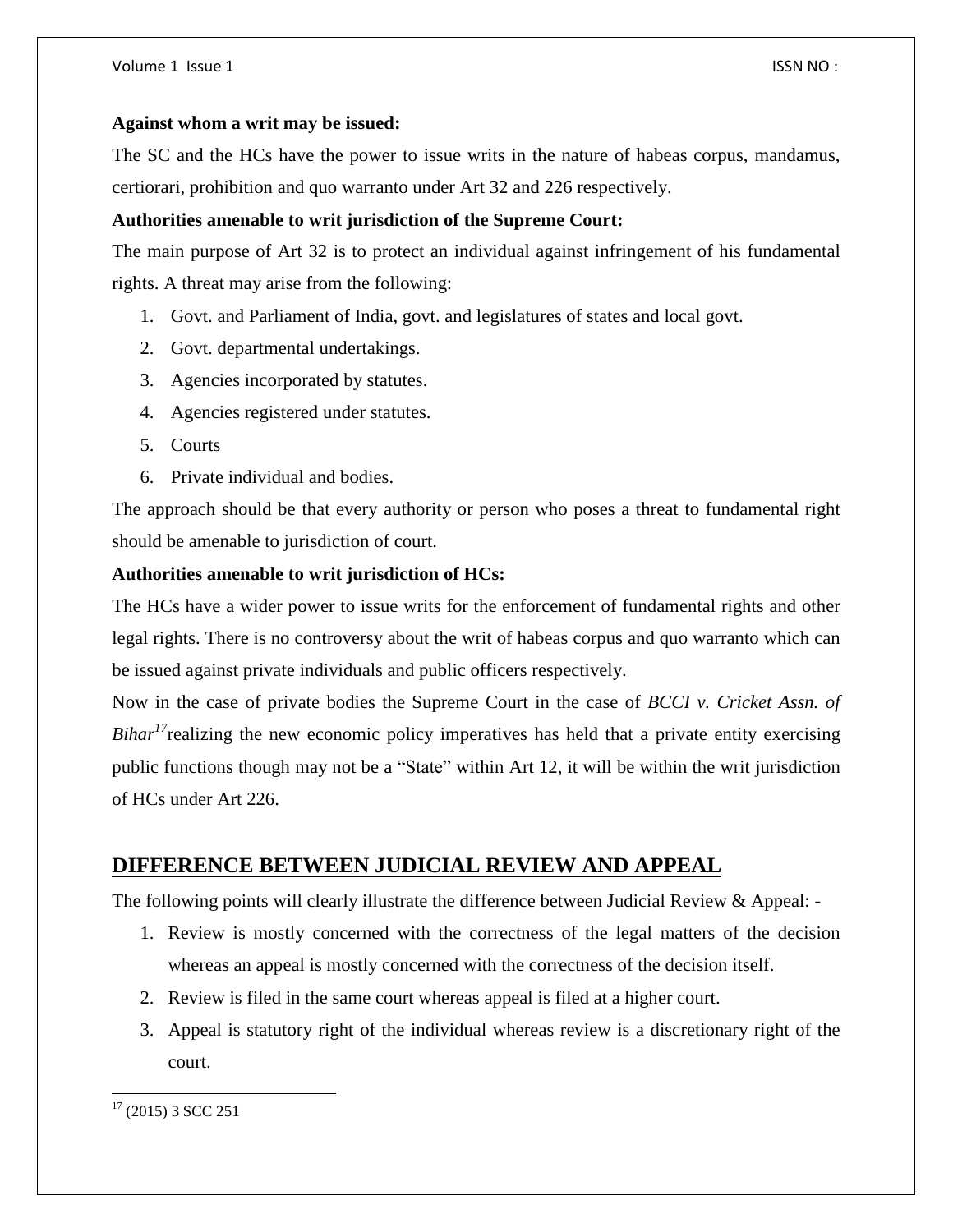**Against whom a writ may be issued:**

The SC and the HCs have the power to issue writs in the nature of habeas corpus, mandamus, certiorari, prohibition and quo warranto under Art 32 and 226 respectively.

**Authorities amenable to writ jurisdiction of the Supreme Court:**

The main purpose of Art 32 is to protect an individual against infringement of his fundamental rights. A threat may arise from the following:

1. Govt. and Parliament of India, govt. and legislatures of states and local govt.
2. Govt. departmental undertakings.
3. Agencies incorporated by statutes.
4. Agencies registered under statutes.
5. Courts
6. Private individual and bodies.

The approach should be that every authority or person who poses a threat to fundamental right should be amenable to jurisdiction of court.

**Authorities amenable to writ jurisdiction of HCs:**

The HCs have a wider power to issue writs for the enforcement of fundamental rights and other legal rights. There is no controversy about the writ of habeas corpus and quo warranto which can be issued against private individuals and public officers respectively.

Now in the case of private bodies the Supreme Court in the case of *BCCI v. Cricket Assn. of Bihar*[17] realizing the new economic policy imperatives has held that a private entity exercising public functions though may not be a "State" within Art 12, it will be within the writ jurisdiction of HCs under Art 226.

## DIFFERENCE BETWEEN JUDICIAL REVIEW AND APPEAL

The following points will clearly illustrate the difference between Judicial Review & Appeal: -

1. Review is mostly concerned with the correctness of the legal matters of the decision whereas an appeal is mostly concerned with the correctness of the decision itself.
2. Review is filed in the same court whereas appeal is filed at a higher court.
3. Appeal is statutory right of the individual whereas review is a discretionary right of the court.

[17] (2015) 3 SCC 251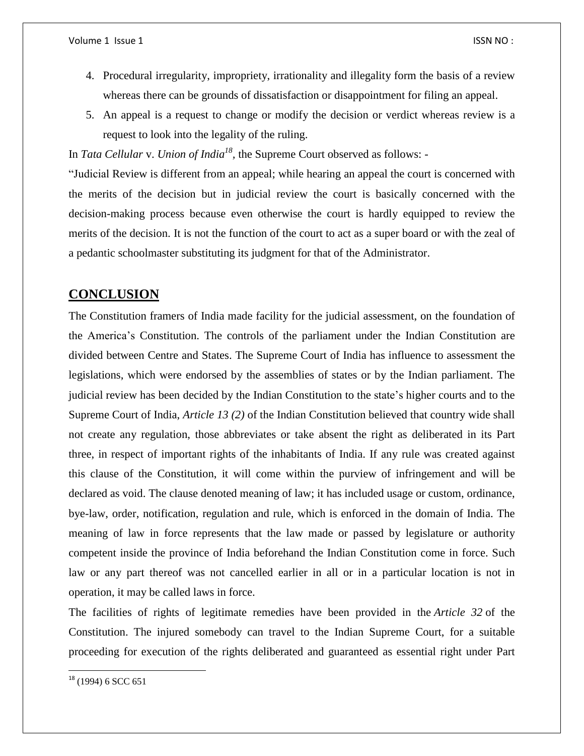4. Procedural irregularity, impropriety, irrationality and illegality form the basis of a review whereas there can be grounds of dissatisfaction or disappointment for filing an appeal.
5. An appeal is a request to change or modify the decision or verdict whereas review is a request to look into the legality of the ruling.

In *Tata Cellular* v. *Union of India*[18], the Supreme Court observed as follows: -

"Judicial Review is different from an appeal; while hearing an appeal the court is concerned with the merits of the decision but in judicial review the court is basically concerned with the decision-making process because even otherwise the court is hardly equipped to review the merits of the decision. It is not the function of the court to act as a super board or with the zeal of a pedantic schoolmaster substituting its judgment for that of the Administrator.

## CONCLUSION

The Constitution framers of India made facility for the judicial assessment, on the foundation of the America's Constitution. The controls of the parliament under the Indian Constitution are divided between Centre and States. The Supreme Court of India has influence to assessment the legislations, which were endorsed by the assemblies of states or by the Indian parliament. The judicial review has been decided by the Indian Constitution to the state's higher courts and to the Supreme Court of India, *Article 13 (2)* of the Indian Constitution believed that country wide shall not create any regulation, those abbreviates or take absent the right as deliberated in its Part three, in respect of important rights of the inhabitants of India. If any rule was created against this clause of the Constitution, it will come within the purview of infringement and will be declared as void. The clause denoted meaning of law; it has included usage or custom, ordinance, bye-law, order, notification, regulation and rule, which is enforced in the domain of India. The meaning of law in force represents that the law made or passed by legislature or authority competent inside the province of India beforehand the Indian Constitution come in force. Such law or any part thereof was not cancelled earlier in all or in a particular location is not in operation, it may be called laws in force.

The facilities of rights of legitimate remedies have been provided in the *Article 32* of the Constitution. The injured somebody can travel to the Indian Supreme Court, for a suitable proceeding for execution of the rights deliberated and guaranteed as essential right under Part

[18] (1994) 6 SCC 651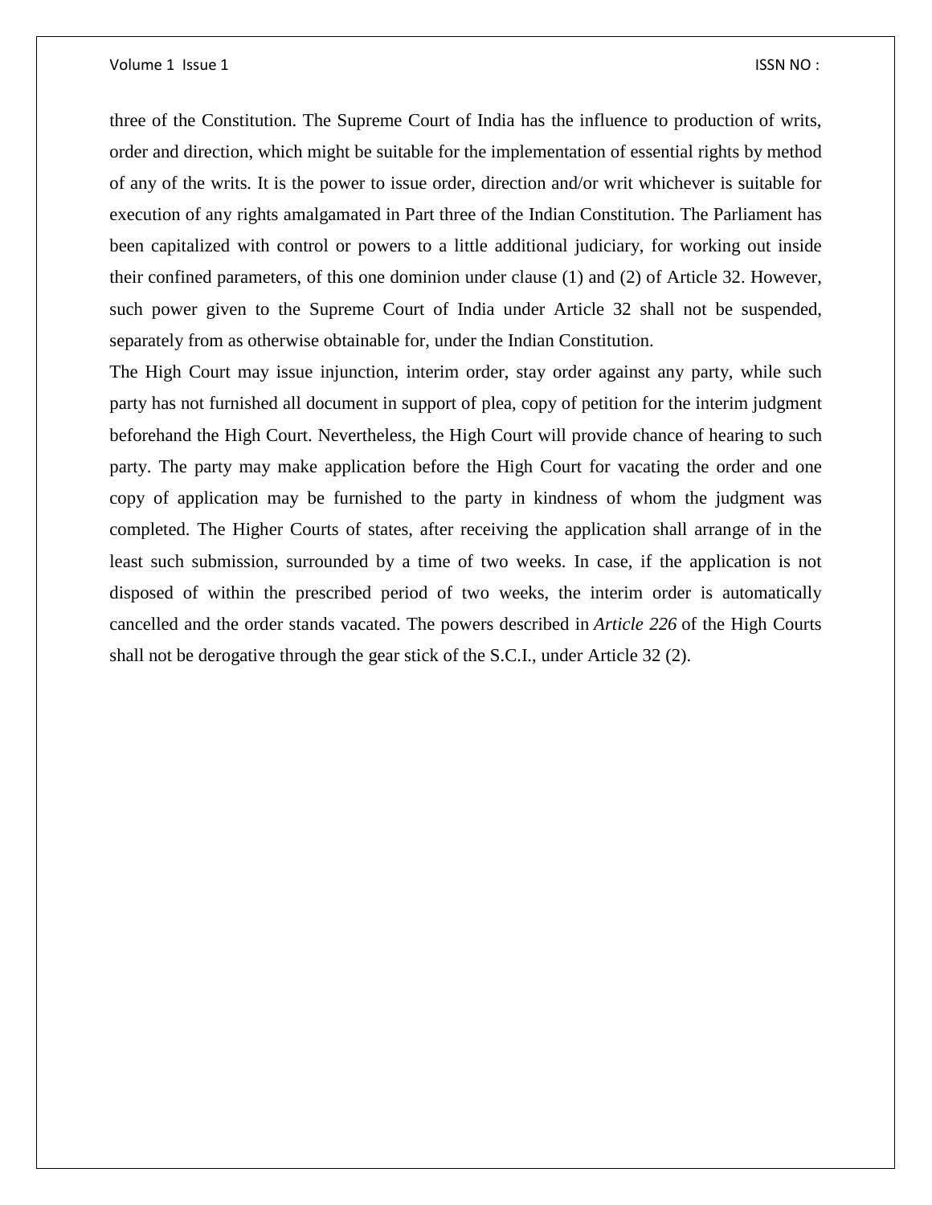three of the Constitution. The Supreme Court of India has the influence to production of writs, order and direction, which might be suitable for the implementation of essential rights by method of any of the writs. It is the power to issue order, direction and/or writ whichever is suitable for execution of any rights amalgamated in Part three of the Indian Constitution. The Parliament has been capitalized with control or powers to a little additional judiciary, for working out inside their confined parameters, of this one dominion under clause (1) and (2) of Article 32. However, such power given to the Supreme Court of India under Article 32 shall not be suspended, separately from as otherwise obtainable for, under the Indian Constitution.

The High Court may issue injunction, interim order, stay order against any party, while such party has not furnished all document in support of plea, copy of petition for the interim judgment beforehand the High Court. Nevertheless, the High Court will provide chance of hearing to such party. The party may make application before the High Court for vacating the order and one copy of application may be furnished to the party in kindness of whom the judgment was completed. The Higher Courts of states, after receiving the application shall arrange of in the least such submission, surrounded by a time of two weeks. In case, if the application is not disposed of within the prescribed period of two weeks, the interim order is automatically cancelled and the order stands vacated. The powers described in *Article 226* of the High Courts shall not be derogative through the gear stick of the S.C.I., under Article 32 (2).